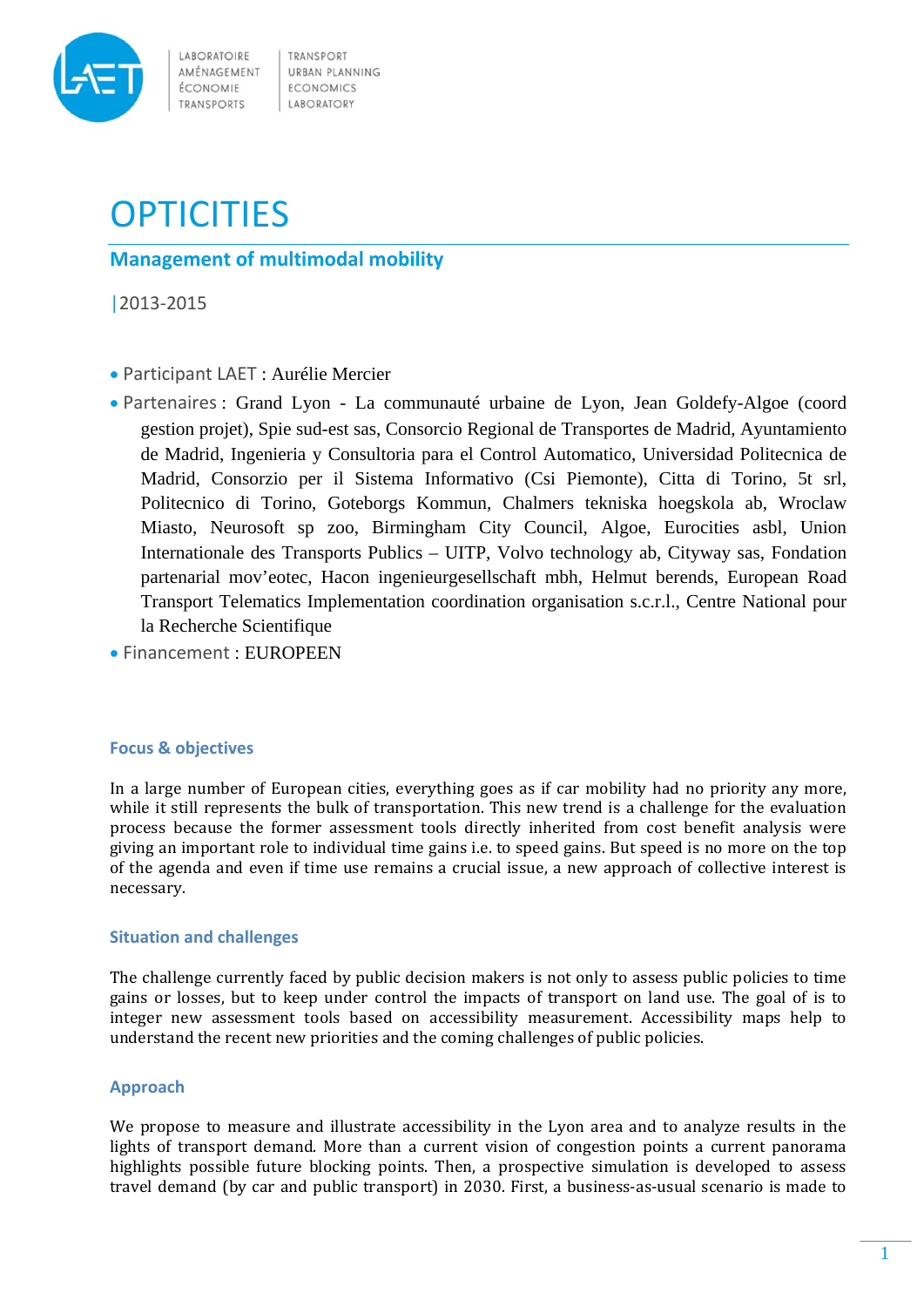LABORATOIRE AMÉNAGEMENT ÉCONOMIE TRANSPORTS | TRANSPORT URBAN PLANNING ECONOMICS LABORATORY

# OPTICITIES

## Management of multimodal mobility

|2013-2015

- Participant LAET : Aurélie Mercier
- Partenaires : Grand Lyon - La communauté urbaine de Lyon, Jean Goldefy-Algoe (coord gestion projet), Spie sud-est sas, Consorcio Regional de Transportes de Madrid, Ayuntamiento de Madrid, Ingenieria y Consultoria para el Control Automatico, Universidad Politecnica de Madrid, Consorzio per il Sistema Informativo (Csi Piemonte), Citta di Torino, 5t srl, Politecnico di Torino, Goteborgs Kommun, Chalmers tekniska hoegskola ab, Wroclaw Miasto, Neurosoft sp zoo, Birmingham City Council, Algoe, Eurocities asbl, Union Internationale des Transports Publics – UITP, Volvo technology ab, Cityway sas, Fondation partenarial mov'eotec, Hacon ingenieurgesellschaft mbh, Helmut berends, European Road Transport Telematics Implementation coordination organisation s.c.r.l., Centre National pour la Recherche Scientifique
- Financement : EUROPEEN

### Focus & objectives

In a large number of European cities, everything goes as if car mobility had no priority any more, while it still represents the bulk of transportation. This new trend is a challenge for the evaluation process because the former assessment tools directly inherited from cost benefit analysis were giving an important role to individual time gains i.e. to speed gains. But speed is no more on the top of the agenda and even if time use remains a crucial issue, a new approach of collective interest is necessary.

### Situation and challenges

The challenge currently faced by public decision makers is not only to assess public policies to time gains or losses, but to keep under control the impacts of transport on land use. The goal of is to integer new assessment tools based on accessibility measurement. Accessibility maps help to understand the recent new priorities and the coming challenges of public policies.

### Approach

We propose to measure and illustrate accessibility in the Lyon area and to analyze results in the lights of transport demand. More than a current vision of congestion points a current panorama highlights possible future blocking points. Then, a prospective simulation is developed to assess travel demand (by car and public transport) in 2030. First, a business-as-usual scenario is made to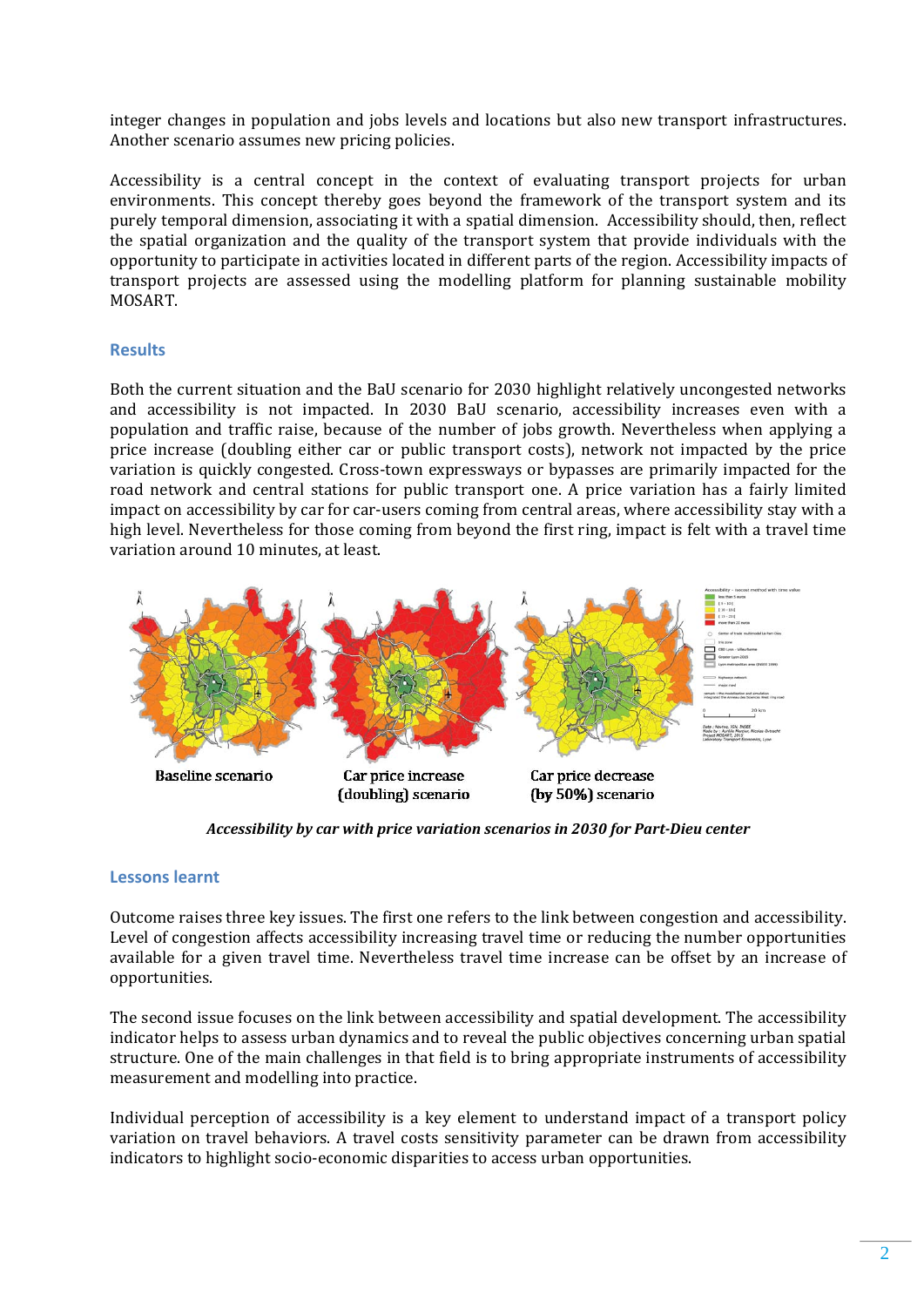integer changes in population and jobs levels and locations but also new transport infrastructures. Another scenario assumes new pricing policies.

Accessibility is a central concept in the context of evaluating transport projects for urban environments. This concept thereby goes beyond the framework of the transport system and its purely temporal dimension, associating it with a spatial dimension. Accessibility should, then, reflect the spatial organization and the quality of the transport system that provide individuals with the opportunity to participate in activities located in different parts of the region. Accessibility impacts of transport projects are assessed using the modelling platform for planning sustainable mobility MOSART.

## Results

Both the current situation and the BaU scenario for 2030 highlight relatively uncongested networks and accessibility is not impacted. In 2030 BaU scenario, accessibility increases even with a population and traffic raise, because of the number of jobs growth. Nevertheless when applying a price increase (doubling either car or public transport costs), network not impacted by the price variation is quickly congested. Cross-town expressways or bypasses are primarily impacted for the road network and central stations for public transport one. A price variation has a fairly limited impact on accessibility by car for car-users coming from central areas, where accessibility stay with a high level. Nevertheless for those coming from beyond the first ring, impact is felt with a travel time variation around 10 minutes, at least.

Baseline scenario | Car price increase (doubling) scenario | Car price decrease (by 50%) scenario

*Accessibility by car with price variation scenarios in 2030 for Part-Dieu center*

## Lessons learnt

Outcome raises three key issues. The first one refers to the link between congestion and accessibility. Level of congestion affects accessibility increasing travel time or reducing the number opportunities available for a given travel time. Nevertheless travel time increase can be offset by an increase of opportunities.

The second issue focuses on the link between accessibility and spatial development. The accessibility indicator helps to assess urban dynamics and to reveal the public objectives concerning urban spatial structure. One of the main challenges in that field is to bring appropriate instruments of accessibility measurement and modelling into practice.

Individual perception of accessibility is a key element to understand impact of a transport policy variation on travel behaviors. A travel costs sensitivity parameter can be drawn from accessibility indicators to highlight socio-economic disparities to access urban opportunities.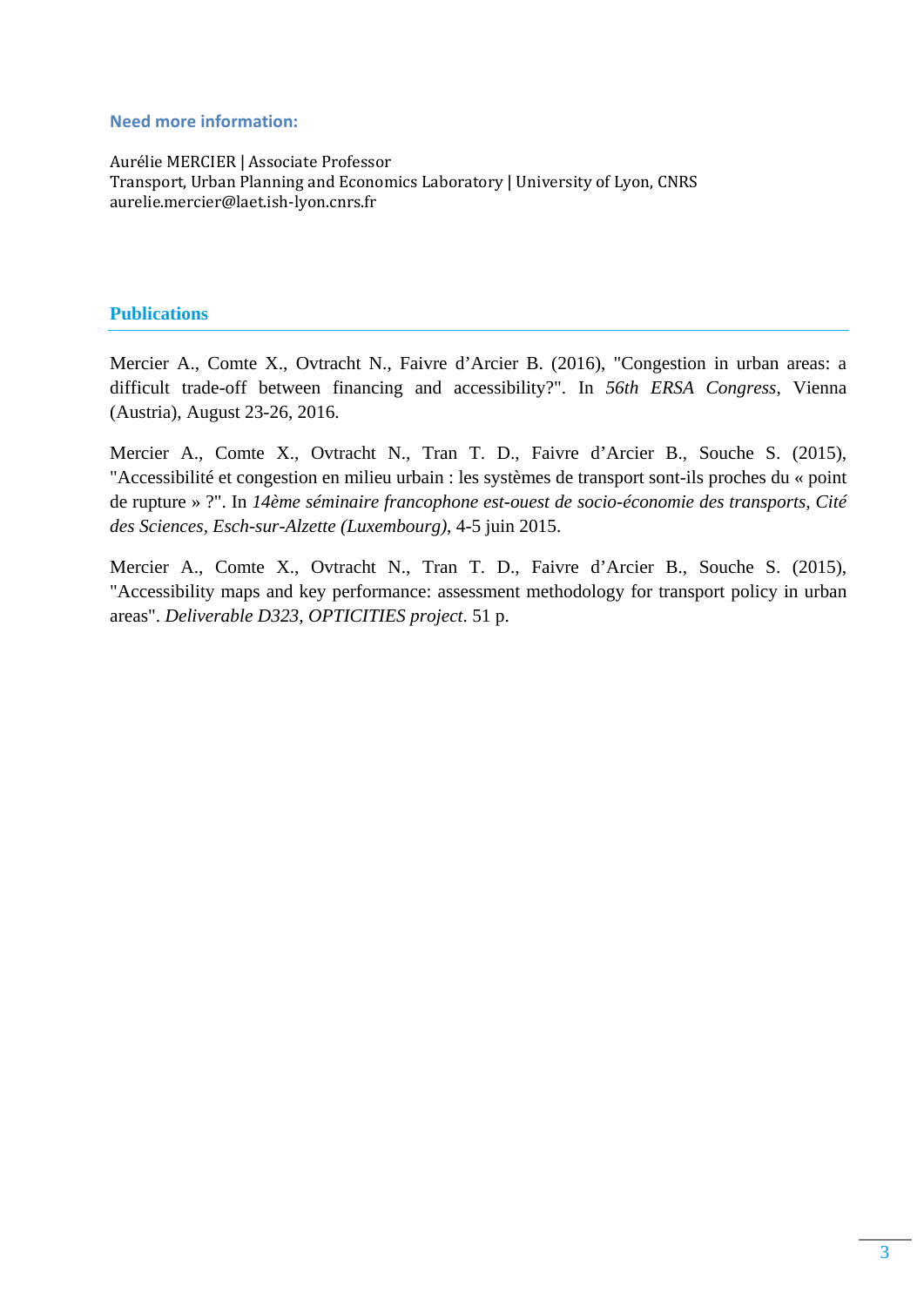## Need more information:

Aurélie MERCIER | Associate Professor
Transport, Urban Planning and Economics Laboratory | University of Lyon, CNRS
aurelie.mercier@laet.ish-lyon.cnrs.fr

## Publications

Mercier A., Comte X., Ovtracht N., Faivre d'Arcier B. (2016), "Congestion in urban areas: a difficult trade-off between financing and accessibility?". In *56th ERSA Congress*, Vienna (Austria), August 23-26, 2016.

Mercier A., Comte X., Ovtracht N., Tran T. D., Faivre d'Arcier B., Souche S. (2015), "Accessibilité et congestion en milieu urbain : les systèmes de transport sont-ils proches du « point de rupture » ?". In *14ème séminaire francophone est-ouest de socio-économie des transports, Cité des Sciences, Esch-sur-Alzette (Luxembourg)*, 4-5 juin 2015.

Mercier A., Comte X., Ovtracht N., Tran T. D., Faivre d'Arcier B., Souche S. (2015), "Accessibility maps and key performance: assessment methodology for transport policy in urban areas". *Deliverable D323, OPTICITIES project*. 51 p.